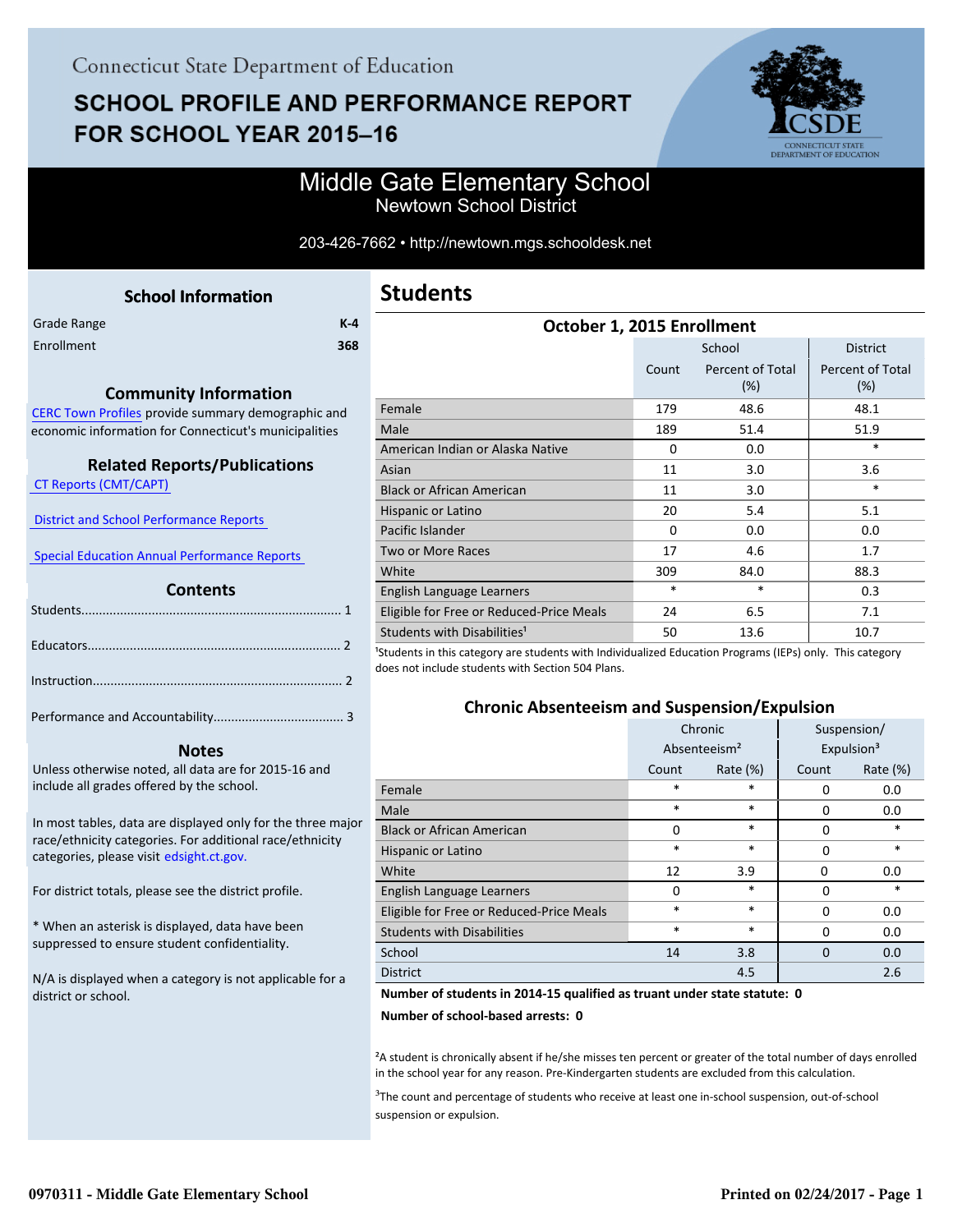Connecticut State Department of Education

# SCHOOL PROFILE AND PERFORMANCE REPORT FOR SCHOOL YEAR 2015–16

## Middle Gate Elementary School

Newtown School District

203-426-7662 • http://newtown.mgs.schooldesk.net

### School Information

| | |
|---|---|
| Grade Range | K-4 |
| Enrollment | 368 |

### Community Information

CERC Town Profiles provide summary demographic and economic information for Connecticut's municipalities

### Related Reports/Publications

CT Reports (CMT/CAPT)

District and School Performance Reports

Special Education Annual Performance Reports

### Contents

Students........................................................................ 1

Educators...................................................................... 2

Instruction..................................................................... 2

Performance and Accountability.................................... 3

### Notes

Unless otherwise noted, all data are for 2015-16 and include all grades offered by the school.

In most tables, data are displayed only for the three major race/ethnicity categories. For additional race/ethnicity categories, please visit edsight.ct.gov.

For district totals, please see the district profile.

* When an asterisk is displayed, data have been suppressed to ensure student confidentiality.

N/A is displayed when a category is not applicable for a district or school.

## Students

### October 1, 2015 Enrollment

| | School | | District |
|---|---|---|---|
| | Count | Percent of Total (%) | Percent of Total (%) |
| Female | 179 | 48.6 | 48.1 |
| Male | 189 | 51.4 | 51.9 |
| American Indian or Alaska Native | 0 | 0.0 | * |
| Asian | 11 | 3.0 | 3.6 |
| Black or African American | 11 | 3.0 | * |
| Hispanic or Latino | 20 | 5.4 | 5.1 |
| Pacific Islander | 0 | 0.0 | 0.0 |
| Two or More Races | 17 | 4.6 | 1.7 |
| White | 309 | 84.0 | 88.3 |
| English Language Learners | * | * | 0.3 |
| Eligible for Free or Reduced-Price Meals | 24 | 6.5 | 7.1 |
| Students with Disabilities[1] | 50 | 13.6 | 10.7 |

[1]Students in this category are students with Individualized Education Programs (IEPs) only. This category does not include students with Section 504 Plans.

### Chronic Absenteeism and Suspension/Expulsion

| | Chronic Absenteeism[2] | | Suspension/ Expulsion[3] | |
|---|---|---|---|---|
| | Count | Rate (%) | Count | Rate (%) |
| Female | * | * | 0 | 0.0 |
| Male | * | * | 0 | 0.0 |
| Black or African American | 0 | * | 0 | * |
| Hispanic or Latino | * | * | 0 | * |
| White | 12 | 3.9 | 0 | 0.0 |
| English Language Learners | 0 | * | 0 | * |
| Eligible for Free or Reduced-Price Meals | * | * | 0 | 0.0 |
| Students with Disabilities | * | * | 0 | 0.0 |
| School | 14 | 3.8 | 0 | 0.0 |
| District | | 4.5 | | 2.6 |

**Number of students in 2014-15 qualified as truant under state statute: 0**

**Number of school-based arrests: 0**

[2]A student is chronically absent if he/she misses ten percent or greater of the total number of days enrolled in the school year for any reason. Pre-Kindergarten students are excluded from this calculation.

[3]The count and percentage of students who receive at least one in-school suspension, out-of-school suspension or expulsion.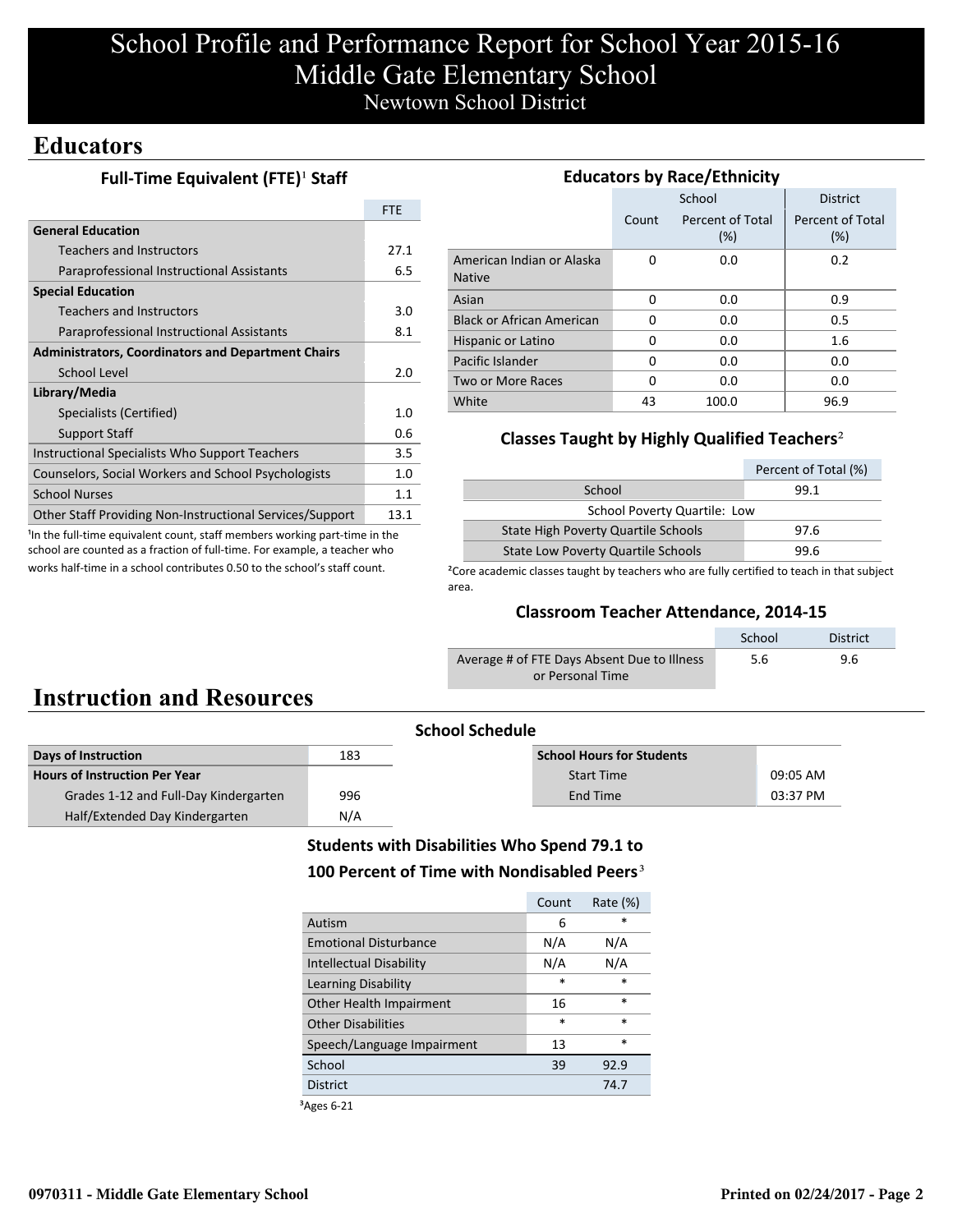# School Profile and Performance Report for School Year 2015-16
# Middle Gate Elementary School
Newtown School District

## Educators

### Full-Time Equivalent (FTE)[1] Staff

| | FTE |
|---|---|
| **General Education** | |
| Teachers and Instructors | 27.1 |
| Paraprofessional Instructional Assistants | 6.5 |
| **Special Education** | |
| Teachers and Instructors | 3.0 |
| Paraprofessional Instructional Assistants | 8.1 |
| **Administrators, Coordinators and Department Chairs** | |
| School Level | 2.0 |
| **Library/Media** | |
| Specialists (Certified) | 1.0 |
| Support Staff | 0.6 |
| Instructional Specialists Who Support Teachers | 3.5 |
| Counselors, Social Workers and School Psychologists | 1.0 |
| School Nurses | 1.1 |
| Other Staff Providing Non-Instructional Services/Support | 13.1 |

[1]In the full-time equivalent count, staff members working part-time in the school are counted as a fraction of full-time. For example, a teacher who works half-time in a school contributes 0.50 to the school's staff count.

### Educators by Race/Ethnicity

| | School | | District |
|---|---|---|---|
| | Count | Percent of Total (%) | Percent of Total (%) |
| American Indian or Alaska Native | 0 | 0.0 | 0.2 |
| Asian | 0 | 0.0 | 0.9 |
| Black or African American | 0 | 0.0 | 0.5 |
| Hispanic or Latino | 0 | 0.0 | 1.6 |
| Pacific Islander | 0 | 0.0 | 0.0 |
| Two or More Races | 0 | 0.0 | 0.0 |
| White | 43 | 100.0 | 96.9 |

### Classes Taught by Highly Qualified Teachers[2]

| | Percent of Total (%) |
|---|---|
| School | 99.1 |
| School Poverty Quartile: Low | |
| State High Poverty Quartile Schools | 97.6 |
| State Low Poverty Quartile Schools | 99.6 |

[2]Core academic classes taught by teachers who are fully certified to teach in that subject area.

### Classroom Teacher Attendance, 2014-15

| | School | District |
|---|---|---|
| Average # of FTE Days Absent Due to Illness or Personal Time | 5.6 | 9.6 |

## Instruction and Resources

### School Schedule

| | |
|---|---|
| **Days of Instruction** | 183 |
| **Hours of Instruction Per Year** | |
| Grades 1-12 and Full-Day Kindergarten | 996 |
| Half/Extended Day Kindergarten | N/A |

| **School Hours for Students** | |
|---|---|
| Start Time | 09:05 AM |
| End Time | 03:37 PM |

### Students with Disabilities Who Spend 79.1 to 100 Percent of Time with Nondisabled Peers[3]

| | Count | Rate (%) |
|---|---|---|
| Autism | 6 | * |
| Emotional Disturbance | N/A | N/A |
| Intellectual Disability | N/A | N/A |
| Learning Disability | * | * |
| Other Health Impairment | 16 | * |
| Other Disabilities | * | * |
| Speech/Language Impairment | 13 | * |
| School | 39 | 92.9 |
| District | | 74.7 |

[3]Ages 6-21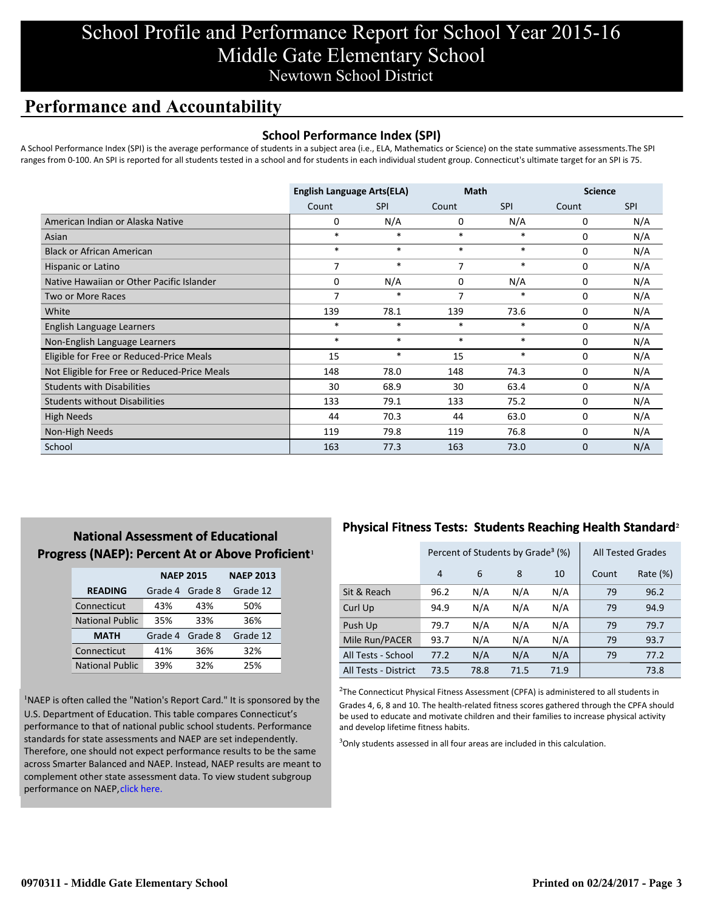# School Profile and Performance Report for School Year 2015-16
# Middle Gate Elementary School
## Newtown School District

## Performance and Accountability

### School Performance Index (SPI)

A School Performance Index (SPI) is the average performance of students in a subject area (i.e., ELA, Mathematics or Science) on the state summative assessments.The SPI ranges from 0-100. An SPI is reported for all students tested in a school and for students in each individual student group. Connecticut's ultimate target for an SPI is 75.

| | English Language Arts(ELA) | | Math | | Science | |
|---|---|---|---|---|---|---|
| | Count | SPI | Count | SPI | Count | SPI |
| American Indian or Alaska Native | 0 | N/A | 0 | N/A | 0 | N/A |
| Asian | * | * | * | * | 0 | N/A |
| Black or African American | * | * | * | * | 0 | N/A |
| Hispanic or Latino | 7 | * | 7 | * | 0 | N/A |
| Native Hawaiian or Other Pacific Islander | 0 | N/A | 0 | N/A | 0 | N/A |
| Two or More Races | 7 | * | 7 | * | 0 | N/A |
| White | 139 | 78.1 | 139 | 73.6 | 0 | N/A |
| English Language Learners | * | * | * | * | 0 | N/A |
| Non-English Language Learners | * | * | * | * | 0 | N/A |
| Eligible for Free or Reduced-Price Meals | 15 | * | 15 | * | 0 | N/A |
| Not Eligible for Free or Reduced-Price Meals | 148 | 78.0 | 148 | 74.3 | 0 | N/A |
| Students with Disabilities | 30 | 68.9 | 30 | 63.4 | 0 | N/A |
| Students without Disabilities | 133 | 79.1 | 133 | 75.2 | 0 | N/A |
| High Needs | 44 | 70.3 | 44 | 63.0 | 0 | N/A |
| Non-High Needs | 119 | 79.8 | 119 | 76.8 | 0 | N/A |
| School | 163 | 77.3 | 163 | 73.0 | 0 | N/A |

### National Assessment of Educational Progress (NAEP): Percent At or Above Proficient[1]

| | NAEP 2015 | | NAEP 2013 |
|---|---|---|---|
| **READING** | Grade 4 | Grade 8 | Grade 12 |
| Connecticut | 43% | 43% | 50% |
| National Public | 35% | 33% | 36% |
| **MATH** | Grade 4 | Grade 8 | Grade 12 |
| Connecticut | 41% | 36% | 32% |
| National Public | 39% | 32% | 25% |

[1]NAEP is often called the "Nation's Report Card." It is sponsored by the U.S. Department of Education. This table compares Connecticut's performance to that of national public school students. Performance standards for state assessments and NAEP are set independently. Therefore, one should not expect performance results to be the same across Smarter Balanced and NAEP. Instead, NAEP results are meant to complement other state assessment data. To view student subgroup performance on NAEP, click here.

### Physical Fitness Tests: Students Reaching Health Standard[2]

| | Percent of Students by Grade[3] (%) | | | | All Tested Grades | |
|---|---|---|---|---|---|---|
| | 4 | 6 | 8 | 10 | Count | Rate (%) |
| Sit & Reach | 96.2 | N/A | N/A | N/A | 79 | 96.2 |
| Curl Up | 94.9 | N/A | N/A | N/A | 79 | 94.9 |
| Push Up | 79.7 | N/A | N/A | N/A | 79 | 79.7 |
| Mile Run/PACER | 93.7 | N/A | N/A | N/A | 79 | 93.7 |
| All Tests - School | 77.2 | N/A | N/A | N/A | 79 | 77.2 |
| All Tests - District | 73.5 | 78.8 | 71.5 | 71.9 | | 73.8 |

[2]The Connecticut Physical Fitness Assessment (CPFA) is administered to all students in Grades 4, 6, 8 and 10. The health-related fitness scores gathered through the CPFA should be used to educate and motivate children and their families to increase physical activity and develop lifetime fitness habits.

[3]Only students assessed in all four areas are included in this calculation.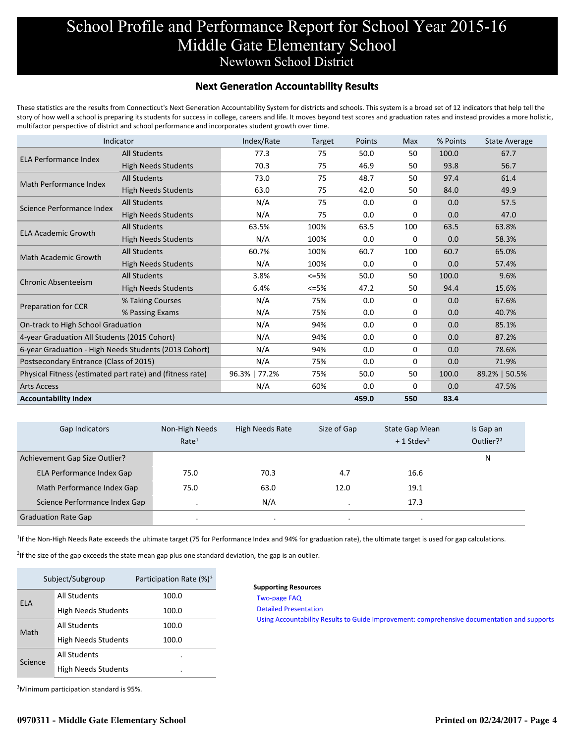# School Profile and Performance Report for School Year 2015-16
# Middle Gate Elementary School
## Newtown School District

### Next Generation Accountability Results

These statistics are the results from Connecticut's Next Generation Accountability System for districts and schools. This system is a broad set of 12 indicators that help tell the story of how well a school is preparing its students for success in college, careers and life. It moves beyond test scores and graduation rates and instead provides a more holistic, multifactor perspective of district and school performance and incorporates student growth over time.

| Indicator | | Index/Rate | Target | Points | Max | % Points | State Average |
|---|---|---|---|---|---|---|---|
| ELA Performance Index | All Students | 77.3 | 75 | 50.0 | 50 | 100.0 | 67.7 |
| | High Needs Students | 70.3 | 75 | 46.9 | 50 | 93.8 | 56.7 |
| Math Performance Index | All Students | 73.0 | 75 | 48.7 | 50 | 97.4 | 61.4 |
| | High Needs Students | 63.0 | 75 | 42.0 | 50 | 84.0 | 49.9 |
| Science Performance Index | All Students | N/A | 75 | 0.0 | 0 | 0.0 | 57.5 |
| | High Needs Students | N/A | 75 | 0.0 | 0 | 0.0 | 47.0 |
| ELA Academic Growth | All Students | 63.5% | 100% | 63.5 | 100 | 63.5 | 63.8% |
| | High Needs Students | N/A | 100% | 0.0 | 0 | 0.0 | 58.3% |
| Math Academic Growth | All Students | 60.7% | 100% | 60.7 | 100 | 60.7 | 65.0% |
| | High Needs Students | N/A | 100% | 0.0 | 0 | 0.0 | 57.4% |
| Chronic Absenteeism | All Students | 3.8% | <=5% | 50.0 | 50 | 100.0 | 9.6% |
| | High Needs Students | 6.4% | <=5% | 47.2 | 50 | 94.4 | 15.6% |
| Preparation for CCR | % Taking Courses | N/A | 75% | 0.0 | 0 | 0.0 | 67.6% |
| | % Passing Exams | N/A | 75% | 0.0 | 0 | 0.0 | 40.7% |
| On-track to High School Graduation | | N/A | 94% | 0.0 | 0 | 0.0 | 85.1% |
| 4-year Graduation All Students (2015 Cohort) | | N/A | 94% | 0.0 | 0 | 0.0 | 87.2% |
| 6-year Graduation - High Needs Students (2013 Cohort) | | N/A | 94% | 0.0 | 0 | 0.0 | 78.6% |
| Postsecondary Entrance (Class of 2015) | | N/A | 75% | 0.0 | 0 | 0.0 | 71.9% |
| Physical Fitness (estimated part rate) and (fitness rate) | | 96.3% \| 77.2% | 75% | 50.0 | 50 | 100.0 | 89.2% \| 50.5% |
| Arts Access | | N/A | 60% | 0.0 | 0 | 0.0 | 47.5% |
| **Accountability Index** | | | | **459.0** | **550** | **83.4** | |

| Gap Indicators | Non-High Needs Rate[1] | High Needs Rate | Size of Gap | State Gap Mean + 1 Stdev[2] | Is Gap an Outlier?[2] |
|---|---|---|---|---|---|
| Achievement Gap Size Outlier? | | | | | N |
| ELA Performance Index Gap | 75.0 | 70.3 | 4.7 | 16.6 | |
| Math Performance Index Gap | 75.0 | 63.0 | 12.0 | 19.1 | |
| Science Performance Index Gap | . | N/A | . | 17.3 | |
| Graduation Rate Gap | . | . | . | . | |

[1]If the Non-High Needs Rate exceeds the ultimate target (75 for Performance Index and 94% for graduation rate), the ultimate target is used for gap calculations.

[2]If the size of the gap exceeds the state mean gap plus one standard deviation, the gap is an outlier.

| Subject/Subgroup | | Participation Rate (%)[3] |
|---|---|---|
| ELA | All Students | 100.0 |
| | High Needs Students | 100.0 |
| Math | All Students | 100.0 |
| | High Needs Students | 100.0 |
| Science | All Students | . |
| | High Needs Students | . |

[3]Minimum participation standard is 95%.

**Supporting Resources**

- Two-page FAQ
- Detailed Presentation
- Using Accountability Results to Guide Improvement: comprehensive documentation and supports